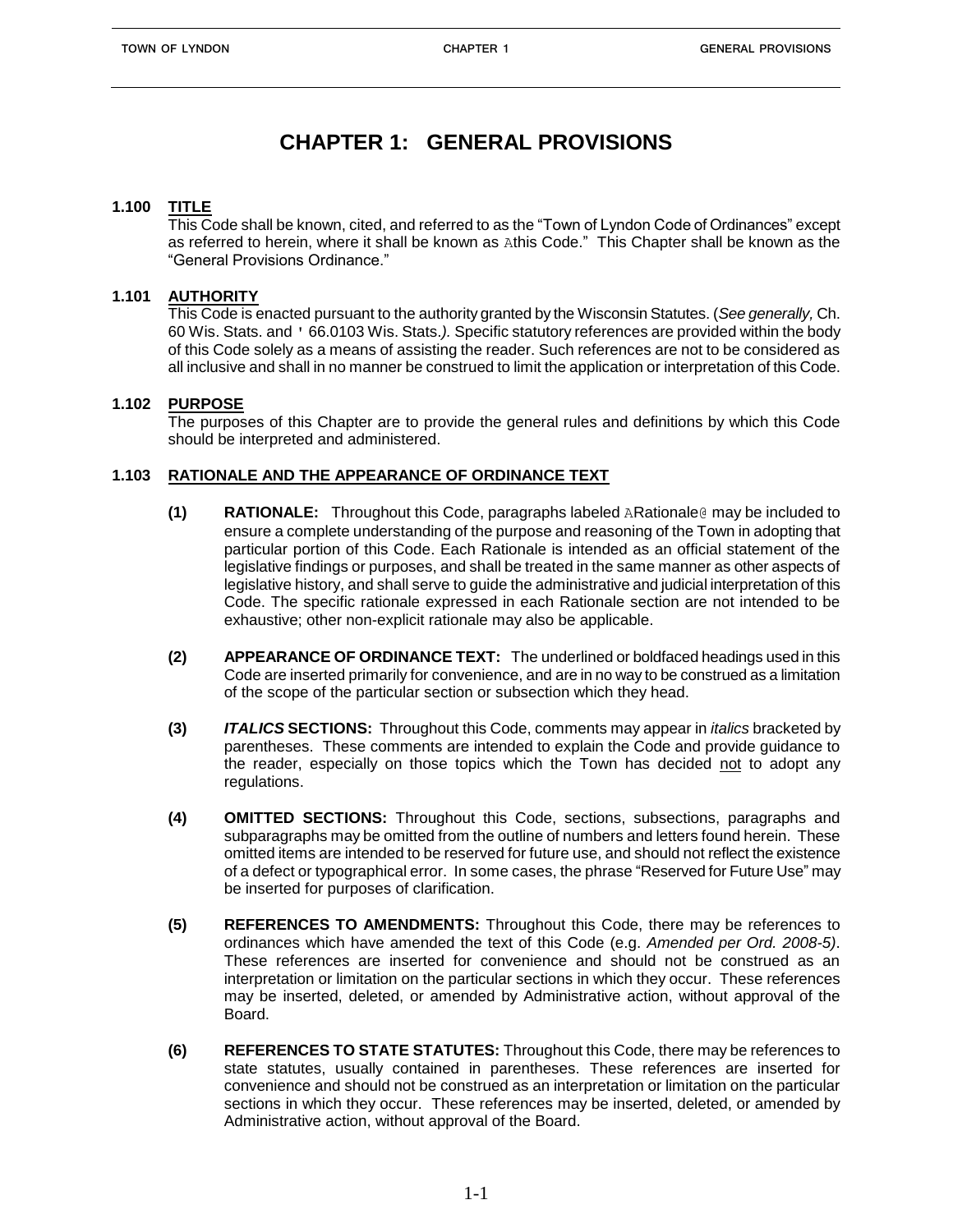# CHAPTER 1: GENERAL PROVISIONS

## 1.100 TITLE

This Code shall be known, cited, and referred to as the "Town of Lyndon Code of Ordinances" except as referred to herein, where it shall be known as Athis Code." This Chapter shall be known as the "General Provisions Ordinance."

## 1.101 AUTHORITY

This Code is enacted pursuant to the authority granted by the Wisconsin Statutes. (*See generally,* Ch. 60 Wis. Stats. and ' 66.0103 Wis. Stats.*).* Specific statutory references are provided within the body of this Code solely as a means of assisting the reader. Such references are not to be considered as all inclusive and shall in no manner be construed to limit the application or interpretation of this Code.

## 1.102 PURPOSE

The purposes of this Chapter are to provide the general rules and definitions by which this Code should be interpreted and administered.

## 1.103 RATIONALE AND THE APPEARANCE OF ORDINANCE TEXT

**(1) RATIONALE:** Throughout this Code, paragraphs labeled ARationale@ may be included to ensure a complete understanding of the purpose and reasoning of the Town in adopting that particular portion of this Code. Each Rationale is intended as an official statement of the legislative findings or purposes, and shall be treated in the same manner as other aspects of legislative history, and shall serve to guide the administrative and judicial interpretation of this Code. The specific rationale expressed in each Rationale section are not intended to be exhaustive; other non-explicit rationale may also be applicable.

**(2) APPEARANCE OF ORDINANCE TEXT:** The underlined or boldfaced headings used in this Code are inserted primarily for convenience, and are in no way to be construed as a limitation of the scope of the particular section or subsection which they head.

**(3) *ITALICS* SECTIONS:** Throughout this Code, comments may appear in *italics* bracketed by parentheses. These comments are intended to explain the Code and provide guidance to the reader, especially on those topics which the Town has decided not to adopt any regulations.

**(4) OMITTED SECTIONS:** Throughout this Code, sections, subsections, paragraphs and subparagraphs may be omitted from the outline of numbers and letters found herein. These omitted items are intended to be reserved for future use, and should not reflect the existence of a defect or typographical error. In some cases, the phrase "Reserved for Future Use" may be inserted for purposes of clarification.

**(5) REFERENCES TO AMENDMENTS:** Throughout this Code, there may be references to ordinances which have amended the text of this Code (e.g. *Amended per Ord. 2008-5)*. These references are inserted for convenience and should not be construed as an interpretation or limitation on the particular sections in which they occur. These references may be inserted, deleted, or amended by Administrative action, without approval of the Board.

**(6) REFERENCES TO STATE STATUTES:** Throughout this Code, there may be references to state statutes, usually contained in parentheses. These references are inserted for convenience and should not be construed as an interpretation or limitation on the particular sections in which they occur. These references may be inserted, deleted, or amended by Administrative action, without approval of the Board.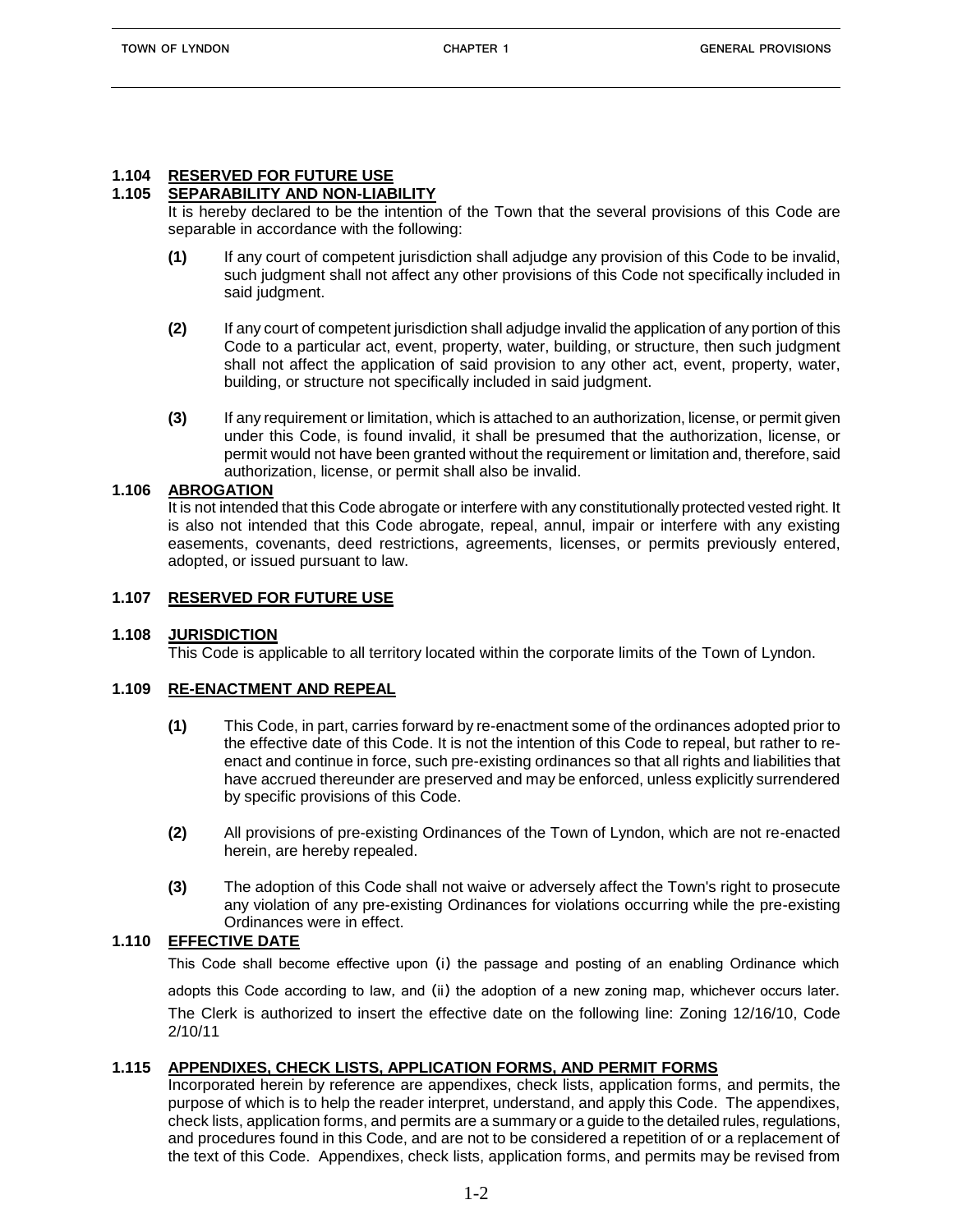### 1.104 RESERVED FOR FUTURE USE

### 1.105 SEPARABILITY AND NON-LIABILITY

It is hereby declared to be the intention of the Town that the several provisions of this Code are separable in accordance with the following:

**(1)** If any court of competent jurisdiction shall adjudge any provision of this Code to be invalid, such judgment shall not affect any other provisions of this Code not specifically included in said judgment.

**(2)** If any court of competent jurisdiction shall adjudge invalid the application of any portion of this Code to a particular act, event, property, water, building, or structure, then such judgment shall not affect the application of said provision to any other act, event, property, water, building, or structure not specifically included in said judgment.

**(3)** If any requirement or limitation, which is attached to an authorization, license, or permit given under this Code, is found invalid, it shall be presumed that the authorization, license, or permit would not have been granted without the requirement or limitation and, therefore, said authorization, license, or permit shall also be invalid.

### 1.106 ABROGATION

It is not intended that this Code abrogate or interfere with any constitutionally protected vested right. It is also not intended that this Code abrogate, repeal, annul, impair or interfere with any existing easements, covenants, deed restrictions, agreements, licenses, or permits previously entered, adopted, or issued pursuant to law.

### 1.107 RESERVED FOR FUTURE USE

### 1.108 JURISDICTION

This Code is applicable to all territory located within the corporate limits of the Town of Lyndon.

### 1.109 RE-ENACTMENT AND REPEAL

**(1)** This Code, in part, carries forward by re-enactment some of the ordinances adopted prior to the effective date of this Code. It is not the intention of this Code to repeal, but rather to re-enact and continue in force, such pre-existing ordinances so that all rights and liabilities that have accrued thereunder are preserved and may be enforced, unless explicitly surrendered by specific provisions of this Code.

**(2)** All provisions of pre-existing Ordinances of the Town of Lyndon, which are not re-enacted herein, are hereby repealed.

**(3)** The adoption of this Code shall not waive or adversely affect the Town's right to prosecute any violation of any pre-existing Ordinances for violations occurring while the pre-existing Ordinances were in effect.

### 1.110 EFFECTIVE DATE

This Code shall become effective upon (i) the passage and posting of an enabling Ordinance which adopts this Code according to law, and (ii) the adoption of a new zoning map, whichever occurs later. The Clerk is authorized to insert the effective date on the following line: Zoning 12/16/10, Code 2/10/11

### 1.115 APPENDIXES, CHECK LISTS, APPLICATION FORMS, AND PERMIT FORMS

Incorporated herein by reference are appendixes, check lists, application forms, and permits, the purpose of which is to help the reader interpret, understand, and apply this Code. The appendixes, check lists, application forms, and permits are a summary or a guide to the detailed rules, regulations, and procedures found in this Code, and are not to be considered a repetition of or a replacement of the text of this Code. Appendixes, check lists, application forms, and permits may be revised from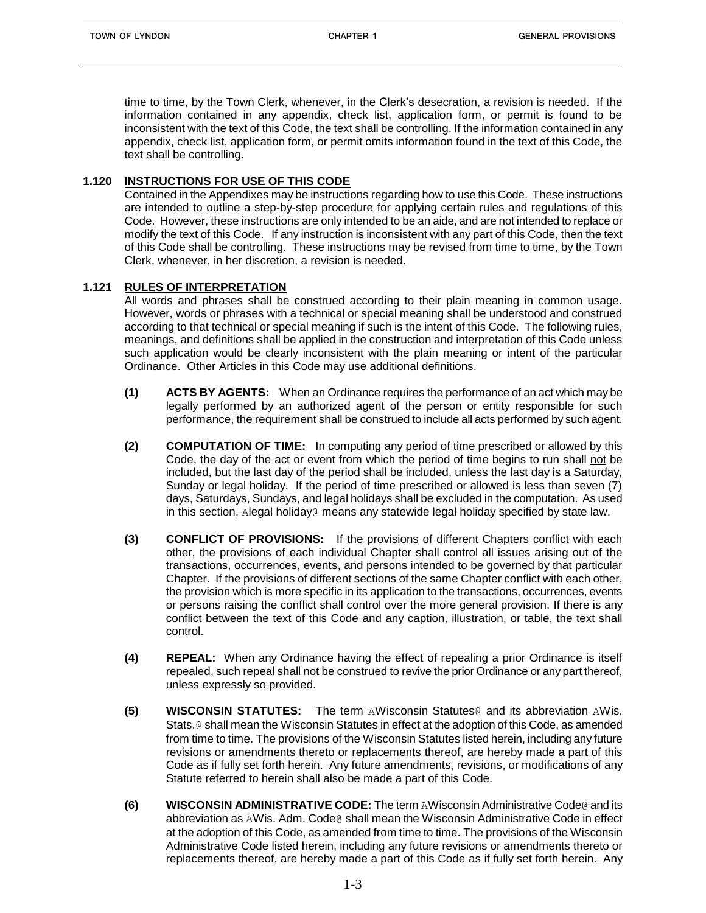time to time, by the Town Clerk, whenever, in the Clerk's desecration, a revision is needed. If the information contained in any appendix, check list, application form, or permit is found to be inconsistent with the text of this Code, the text shall be controlling. If the information contained in any appendix, check list, application form, or permit omits information found in the text of this Code, the text shall be controlling.

## 1.120 INSTRUCTIONS FOR USE OF THIS CODE

Contained in the Appendixes may be instructions regarding how to use this Code. These instructions are intended to outline a step-by-step procedure for applying certain rules and regulations of this Code. However, these instructions are only intended to be an aide, and are not intended to replace or modify the text of this Code. If any instruction is inconsistent with any part of this Code, then the text of this Code shall be controlling. These instructions may be revised from time to time, by the Town Clerk, whenever, in her discretion, a revision is needed.

## 1.121 RULES OF INTERPRETATION

All words and phrases shall be construed according to their plain meaning in common usage. However, words or phrases with a technical or special meaning shall be understood and construed according to that technical or special meaning if such is the intent of this Code. The following rules, meanings, and definitions shall be applied in the construction and interpretation of this Code unless such application would be clearly inconsistent with the plain meaning or intent of the particular Ordinance. Other Articles in this Code may use additional definitions.

**(1) ACTS BY AGENTS:** When an Ordinance requires the performance of an act which may be legally performed by an authorized agent of the person or entity responsible for such performance, the requirement shall be construed to include all acts performed by such agent.

**(2) COMPUTATION OF TIME:** In computing any period of time prescribed or allowed by this Code, the day of the act or event from which the period of time begins to run shall not be included, but the last day of the period shall be included, unless the last day is a Saturday, Sunday or legal holiday. If the period of time prescribed or allowed is less than seven (7) days, Saturdays, Sundays, and legal holidays shall be excluded in the computation. As used in this section, Alegal holiday@ means any statewide legal holiday specified by state law.

**(3) CONFLICT OF PROVISIONS:** If the provisions of different Chapters conflict with each other, the provisions of each individual Chapter shall control all issues arising out of the transactions, occurrences, events, and persons intended to be governed by that particular Chapter. If the provisions of different sections of the same Chapter conflict with each other, the provision which is more specific in its application to the transactions, occurrences, events or persons raising the conflict shall control over the more general provision. If there is any conflict between the text of this Code and any caption, illustration, or table, the text shall control.

**(4) REPEAL:** When any Ordinance having the effect of repealing a prior Ordinance is itself repealed, such repeal shall not be construed to revive the prior Ordinance or any part thereof, unless expressly so provided.

**(5) WISCONSIN STATUTES:** The term AWisconsin Statutes@ and its abbreviation AWis. Stats.@ shall mean the Wisconsin Statutes in effect at the adoption of this Code, as amended from time to time. The provisions of the Wisconsin Statutes listed herein, including any future revisions or amendments thereto or replacements thereof, are hereby made a part of this Code as if fully set forth herein. Any future amendments, revisions, or modifications of any Statute referred to herein shall also be made a part of this Code.

**(6) WISCONSIN ADMINISTRATIVE CODE:** The term AWisconsin Administrative Code@ and its abbreviation as AWis. Adm. Code@ shall mean the Wisconsin Administrative Code in effect at the adoption of this Code, as amended from time to time. The provisions of the Wisconsin Administrative Code listed herein, including any future revisions or amendments thereto or replacements thereof, are hereby made a part of this Code as if fully set forth herein. Any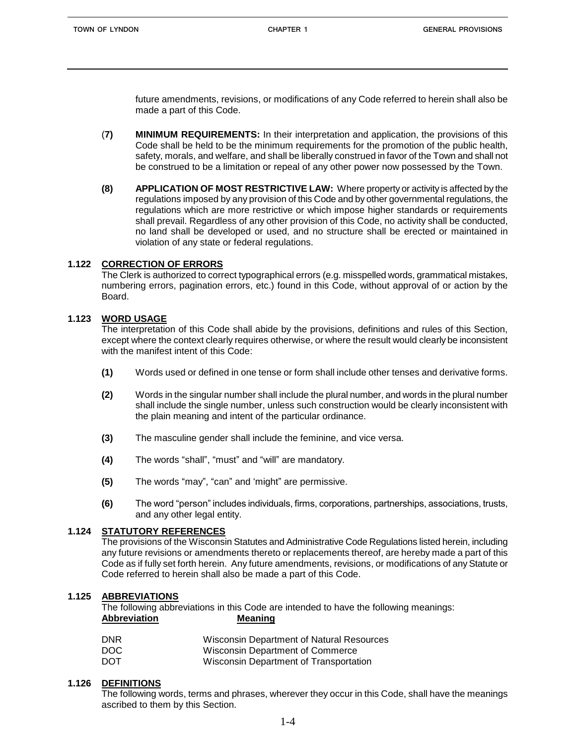future amendments, revisions, or modifications of any Code referred to herein shall also be made a part of this Code.

**(7) MINIMUM REQUIREMENTS:** In their interpretation and application, the provisions of this Code shall be held to be the minimum requirements for the promotion of the public health, safety, morals, and welfare, and shall be liberally construed in favor of the Town and shall not be construed to be a limitation or repeal of any other power now possessed by the Town.

**(8) APPLICATION OF MOST RESTRICTIVE LAW:** Where property or activity is affected by the regulations imposed by any provision of this Code and by other governmental regulations, the regulations which are more restrictive or which impose higher standards or requirements shall prevail. Regardless of any other provision of this Code, no activity shall be conducted, no land shall be developed or used, and no structure shall be erected or maintained in violation of any state or federal regulations.

## 1.122 CORRECTION OF ERRORS

The Clerk is authorized to correct typographical errors (e.g. misspelled words, grammatical mistakes, numbering errors, pagination errors, etc.) found in this Code, without approval of or action by the Board.

## 1.123 WORD USAGE

The interpretation of this Code shall abide by the provisions, definitions and rules of this Section, except where the context clearly requires otherwise, or where the result would clearly be inconsistent with the manifest intent of this Code:

**(1)** Words used or defined in one tense or form shall include other tenses and derivative forms.

**(2)** Words in the singular number shall include the plural number, and words in the plural number shall include the single number, unless such construction would be clearly inconsistent with the plain meaning and intent of the particular ordinance.

**(3)** The masculine gender shall include the feminine, and vice versa.

**(4)** The words "shall", "must" and "will" are mandatory.

**(5)** The words "may", "can" and 'might" are permissive.

**(6)** The word "person" includes individuals, firms, corporations, partnerships, associations, trusts, and any other legal entity.

## 1.124 STATUTORY REFERENCES

The provisions of the Wisconsin Statutes and Administrative Code Regulations listed herein, including any future revisions or amendments thereto or replacements thereof, are hereby made a part of this Code as if fully set forth herein. Any future amendments, revisions, or modifications of any Statute or Code referred to herein shall also be made a part of this Code.

## 1.125 ABBREVIATIONS

The following abbreviations in this Code are intended to have the following meanings:

| Abbreviation | Meaning |
|---|---|
| DNR | Wisconsin Department of Natural Resources |
| DOC | Wisconsin Department of Commerce |
| DOT | Wisconsin Department of Transportation |

## 1.126 DEFINITIONS

The following words, terms and phrases, wherever they occur in this Code, shall have the meanings ascribed to them by this Section.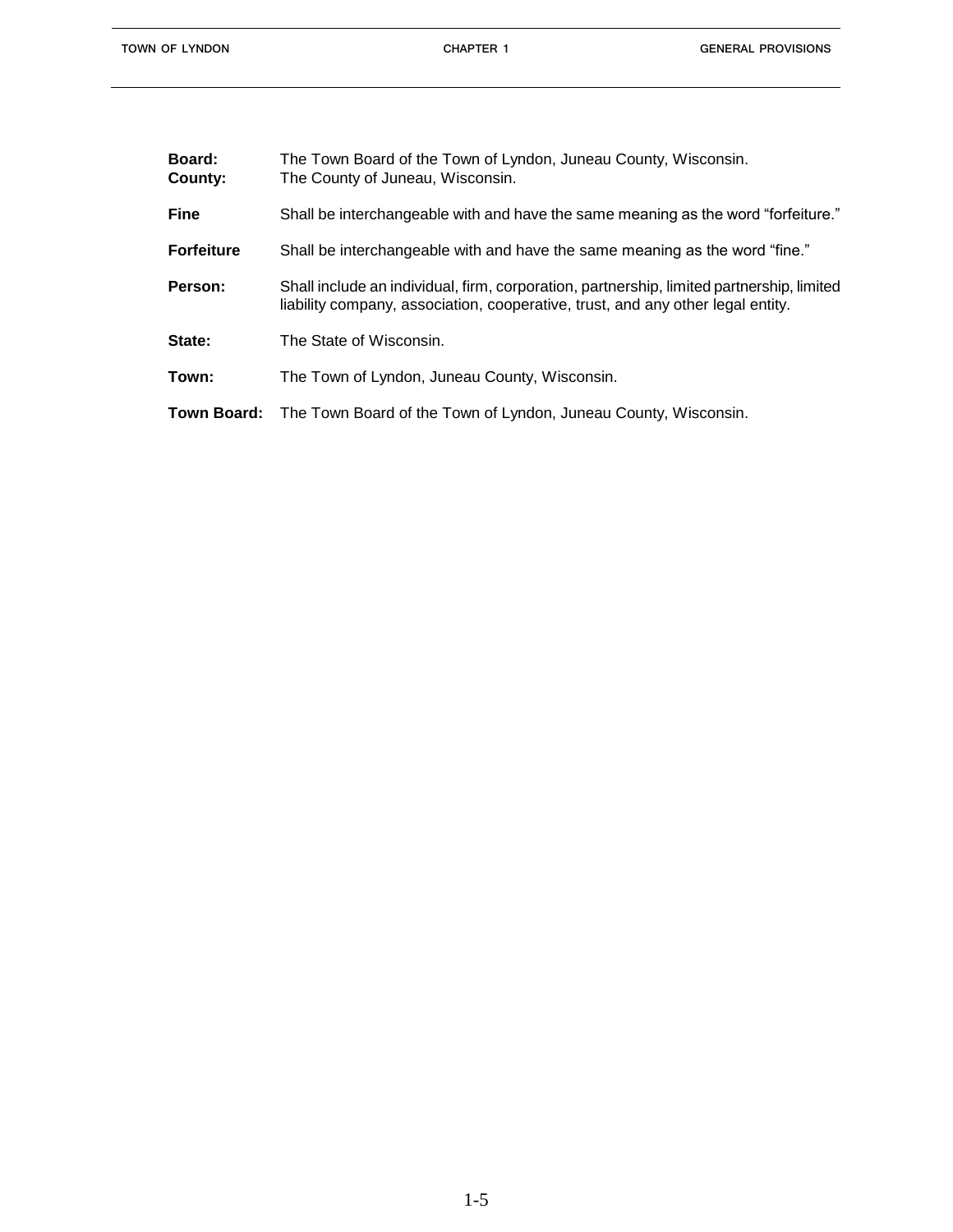**Board:** The Town Board of the Town of Lyndon, Juneau County, Wisconsin.
**County:** The County of Juneau, Wisconsin.

**Fine** Shall be interchangeable with and have the same meaning as the word “forfeiture.”

**Forfeiture** Shall be interchangeable with and have the same meaning as the word “fine.”

**Person:** Shall include an individual, firm, corporation, partnership, limited partnership, limited liability company, association, cooperative, trust, and any other legal entity.

**State:** The State of Wisconsin.

**Town:** The Town of Lyndon, Juneau County, Wisconsin.

**Town Board:** The Town Board of the Town of Lyndon, Juneau County, Wisconsin.